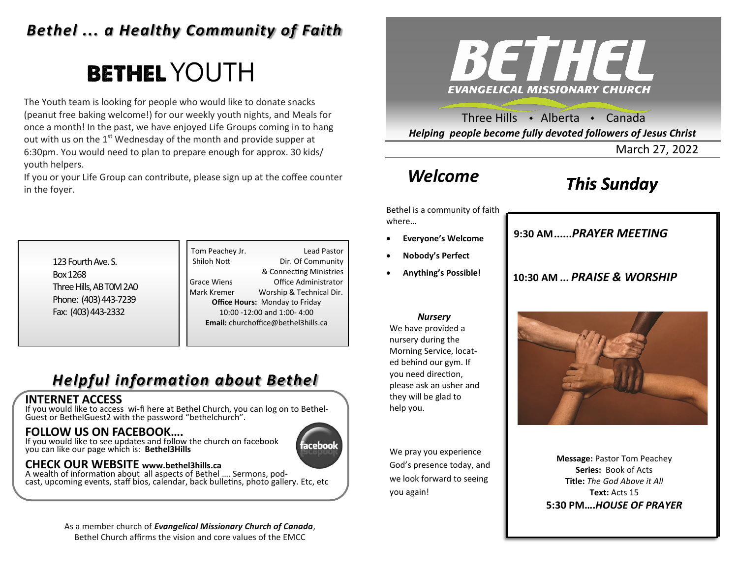# Bethel ... a Healthy Community of Faith

## BETHEL YOUTH

The Youth team is looking for people who would like to donate snacks (peanut free baking welcome!) for our weekly youth nights, and Meals for once a month! In the past, we have enjoyed Life Groups coming in to hang out with us on the 1st Wednesday of the month and provide supper at 6:30pm. You would need to plan to prepare enough for approx. 30 kids/ youth helpers.

If you or your Life Group can contribute, please sign up at the coffee counter in the foyer.

123 Fourth Ave. S.
Box 1268
Three Hills, AB T0M 2A0
Phone: (403) 443-7239
Fax: (403) 443-2332

| | |
|---|---|
| Tom Peachey Jr. | Lead Pastor |
| Shiloh Nott | Dir. Of Community & Connecting Ministries |
| Grace Wiens | Office Administrator |
| Mark Kremer | Worship & Technical Dir. |

**Office Hours:** Monday to Friday
10:00 -12:00 and 1:00- 4:00
**Email:** churchoffice@bethel3hills.ca

## Helpful information about Bethel

**INTERNET ACCESS**
If you would like to access wi-fi here at Bethel Church, you can log on to Bethel-Guest or BethelGuest2 with the password "bethelchurch".

**FOLLOW US ON FACEBOOK….**
If you would like to see updates and follow the church on facebook you can like our page which is: **Bethel3Hills**

**CHECK OUR WEBSITE www.bethel3hills.ca**
A wealth of information about all aspects of Bethel …. Sermons, pod-cast, upcoming events, staff bios, calendar, back bulletins, photo gallery. Etc, etc

As a member church of ***Evangelical Missionary Church of Canada***, Bethel Church affirms the vision and core values of the EMCC

# BETHEL
**EVANGELICAL MISSIONARY CHURCH**

Three Hills • Alberta • Canada

***Helping people become fully devoted followers of Jesus Christ***

March 27, 2022

## Welcome

Bethel is a community of faith where…

- **Everyone's Welcome**
- **Nobody's Perfect**
- **Anything's Possible!**

***Nursery***
We have provided a nursery during the Morning Service, located behind our gym. If you need direction, please ask an usher and they will be glad to help you.

We pray you experience God's presence today, and we look forward to seeing you again!

## This Sunday

**9:30 AM......*PRAYER MEETING***

**10:30 AM ... *PRAISE & WORSHIP***

**Message:** Pastor Tom Peachey
**Series:** Book of Acts
**Title:** *The God Above it All*
**Text:** Acts 15

**5:30 PM….*HOUSE OF PRAYER***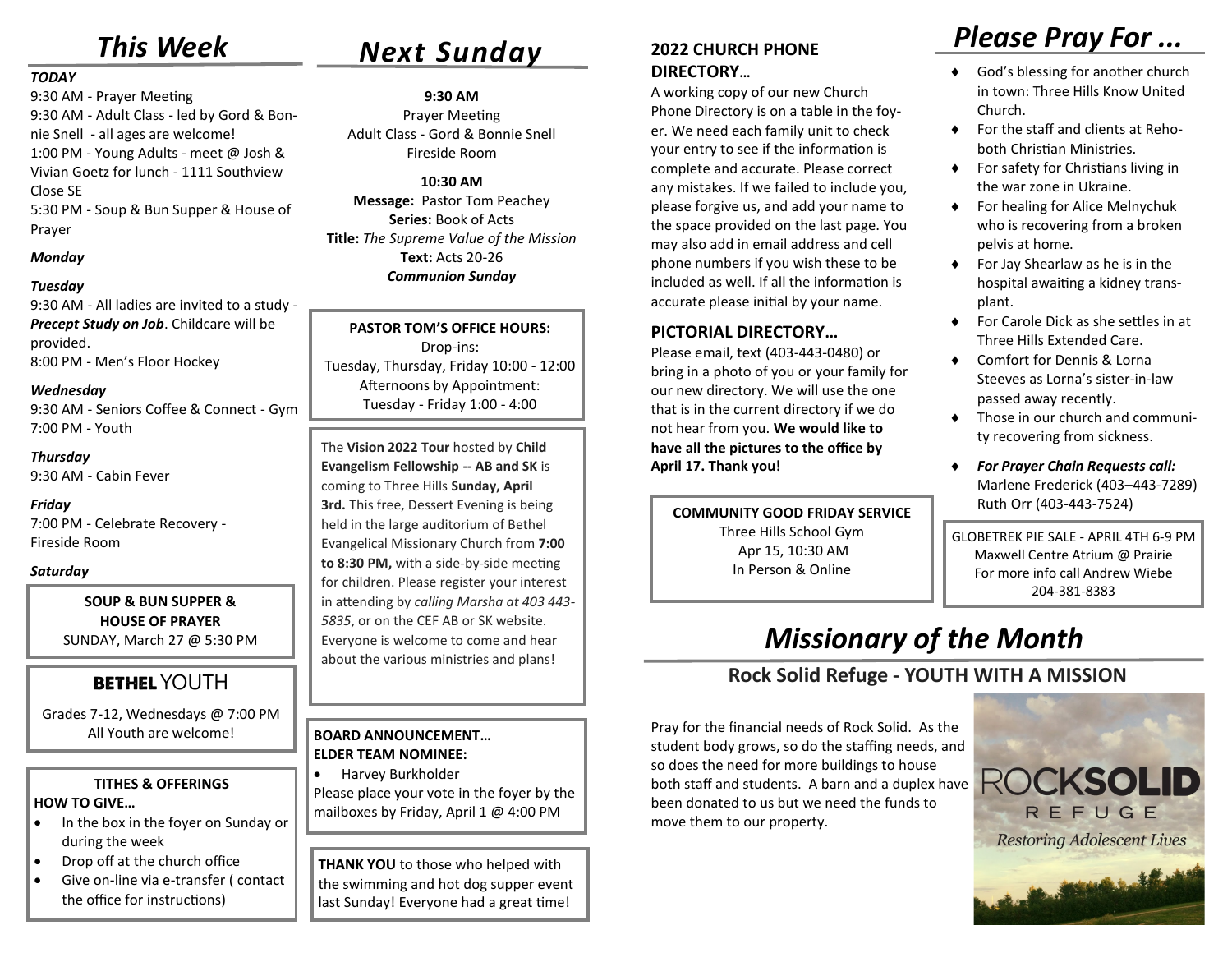# This Week

***TODAY***

9:30 AM - Prayer Meeting
9:30 AM - Adult Class - led by Gord & Bonnie Snell - all ages are welcome!
1:00 PM - Young Adults - meet @ Josh & Vivian Goetz for lunch - 1111 Southview Close SE
5:30 PM - Soup & Bun Supper & House of Prayer

***Monday***

***Tuesday***

9:30 AM - All ladies are invited to a study - ***Precept Study on Job***. Childcare will be provided.
8:00 PM - Men's Floor Hockey

***Wednesday***

9:30 AM - Seniors Coffee & Connect - Gym
7:00 PM - Youth

***Thursday***

9:30 AM - Cabin Fever

***Friday***

7:00 PM - Celebrate Recovery - Fireside Room

***Saturday***

**SOUP & BUN SUPPER & HOUSE OF PRAYER**
SUNDAY, March 27 @ 5:30 PM

**BETHEL** YOUTH

Grades 7-12, Wednesdays @ 7:00 PM
All Youth are welcome!

**TITHES & OFFERINGS**

**HOW TO GIVE…**

- In the box in the foyer on Sunday or during the week
- Drop off at the church office
- Give on-line via e-transfer ( contact the office for instructions)

# Next Sunday

**9:30 AM**
Prayer Meeting
Adult Class - Gord & Bonnie Snell
Fireside Room

**10:30 AM**
**Message:** Pastor Tom Peachey
**Series:** Book of Acts
**Title:** *The Supreme Value of the Mission*
**Text:** Acts 20-26
***Communion Sunday***

**PASTOR TOM'S OFFICE HOURS:**
Drop-ins:
Tuesday, Thursday, Friday 10:00 - 12:00
Afternoons by Appointment:
Tuesday - Friday 1:00 - 4:00

The **Vision 2022 Tour** hosted by **Child Evangelism Fellowship -- AB and SK** is coming to Three Hills **Sunday, April 3rd.** This free, Dessert Evening is being held in the large auditorium of Bethel Evangelical Missionary Church from **7:00 to 8:30 PM,** with a side-by-side meeting for children. Please register your interest in attending by *calling Marsha at 403 443-5835*, or on the CEF AB or SK website. Everyone is welcome to come and hear about the various ministries and plans!

**BOARD ANNOUNCEMENT…**
**ELDER TEAM NOMINEE:**

- Harvey Burkholder

Please place your vote in the foyer by the mailboxes by Friday, April 1 @ 4:00 PM

**THANK YOU** to those who helped with the swimming and hot dog supper event last Sunday! Everyone had a great time!

## 2022 CHURCH PHONE DIRECTORY…

A working copy of our new Church Phone Directory is on a table in the foyer. We need each family unit to check your entry to see if the information is complete and accurate. Please correct any mistakes. If we failed to include you, please forgive us, and add your name to the space provided on the last page. You may also add in email address and cell phone numbers if you wish these to be included as well. If all the information is accurate please initial by your name.

## PICTORIAL DIRECTORY…

Please email, text (403-443-0480) or bring in a photo of you or your family for our new directory. We will use the one that is in the current directory if we do not hear from you. **We would like to have all the pictures to the office by April 17. Thank you!**

**COMMUNITY GOOD FRIDAY SERVICE**
Three Hills School Gym
Apr 15, 10:30 AM
In Person & Online

# Please Pray For ...

- God's blessing for another church in town: Three Hills Know United Church.
- For the staff and clients at Rehoboth Christian Ministries.
- For safety for Christians living in the war zone in Ukraine.
- For healing for Alice Melnychuk who is recovering from a broken pelvis at home.
- For Jay Shearlaw as he is in the hospital awaiting a kidney transplant.
- For Carole Dick as she settles in at Three Hills Extended Care.
- Comfort for Dennis & Lorna Steeves as Lorna's sister-in-law passed away recently.
- Those in our church and community recovering from sickness.
- ***For Prayer Chain Requests call:*** Marlene Frederick (403–443-7289) Ruth Orr (403-443-7524)

GLOBETREK PIE SALE - APRIL 4TH 6-9 PM
Maxwell Centre Atrium @ Prairie
For more info call Andrew Wiebe
204-381-8383

# Missionary of the Month

## Rock Solid Refuge - YOUTH WITH A MISSION

Pray for the financial needs of Rock Solid. As the student body grows, so does the staffing needs, and so does the need for more buildings to house both staff and students. A barn and a duplex have been donated to us but we need the funds to move them to our property.

ROCKSOLID
REFUGE
Restoring Adolescent Lives